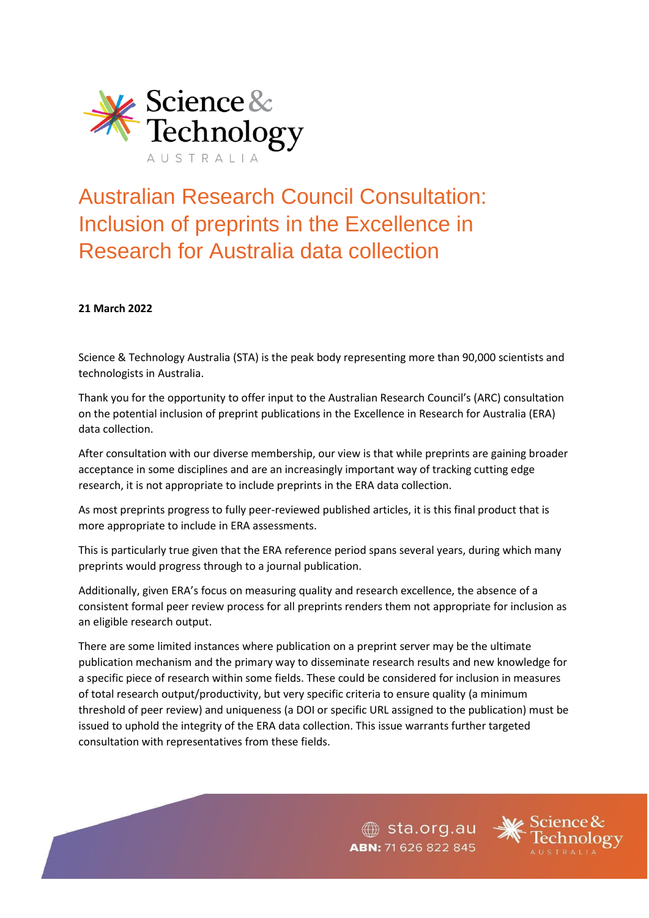# Australian Research Council Consultation: Inclusion of preprints in the Excellence in Research for Australia data collection

**21 March 2022**

Science & Technology Australia (STA) is the peak body representing more than 90,000 scientists and technologists in Australia.

Thank you for the opportunity to offer input to the Australian Research Council's (ARC) consultation on the potential inclusion of preprint publications in the Excellence in Research for Australia (ERA) data collection.

After consultation with our diverse membership, our view is that while preprints are gaining broader acceptance in some disciplines and are an increasingly important way of tracking cutting edge research, it is not appropriate to include preprints in the ERA data collection.

As most preprints progress to fully peer-reviewed published articles, it is this final product that is more appropriate to include in ERA assessments.

This is particularly true given that the ERA reference period spans several years, during which many preprints would progress through to a journal publication.

Additionally, given ERA's focus on measuring quality and research excellence, the absence of a consistent formal peer review process for all preprints renders them not appropriate for inclusion as an eligible research output.

There are some limited instances where publication on a preprint server may be the ultimate publication mechanism and the primary way to disseminate research results and new knowledge for a specific piece of research within some fields. These could be considered for inclusion in measures of total research output/productivity, but very specific criteria to ensure quality (a minimum threshold of peer review) and uniqueness (a DOI or specific URL assigned to the publication) must be issued to uphold the integrity of the ERA data collection. This issue warrants further targeted consultation with representatives from these fields.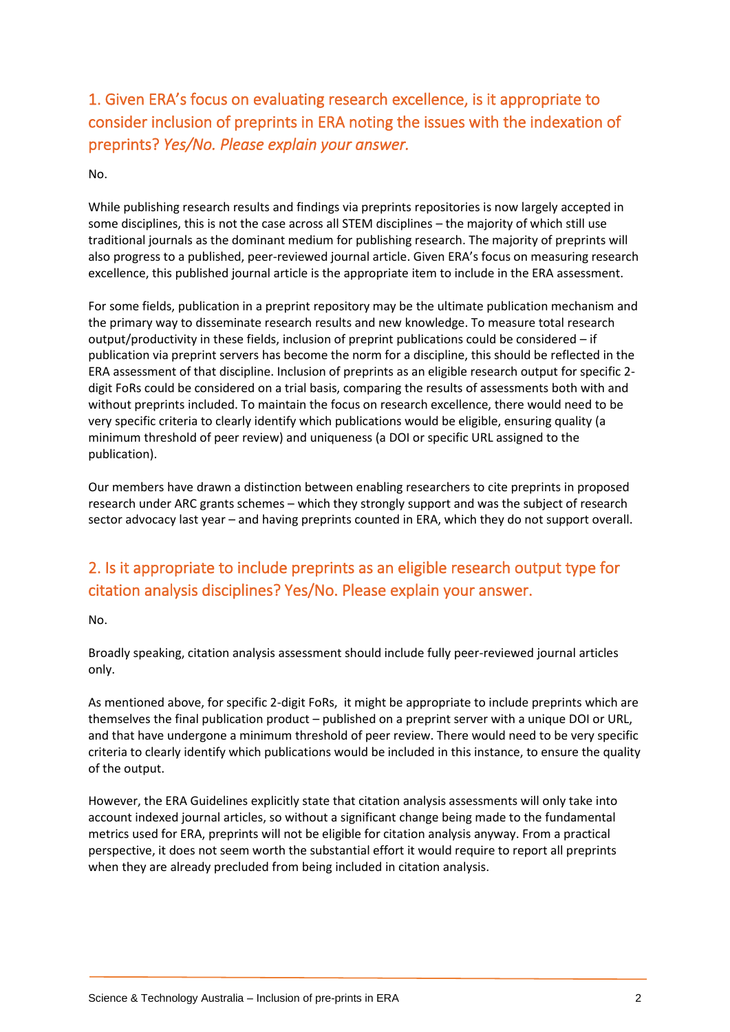## 1. Given ERA's focus on evaluating research excellence, is it appropriate to consider inclusion of preprints in ERA noting the issues with the indexation of preprints? *Yes/No. Please explain your answer.*

No.

While publishing research results and findings via preprints repositories is now largely accepted in some disciplines, this is not the case across all STEM disciplines – the majority of which still use traditional journals as the dominant medium for publishing research. The majority of preprints will also progress to a published, peer-reviewed journal article. Given ERA's focus on measuring research excellence, this published journal article is the appropriate item to include in the ERA assessment.

For some fields, publication in a preprint repository may be the ultimate publication mechanism and the primary way to disseminate research results and new knowledge. To measure total research output/productivity in these fields, inclusion of preprint publications could be considered – if publication via preprint servers has become the norm for a discipline, this should be reflected in the ERA assessment of that discipline. Inclusion of preprints as an eligible research output for specific 2-digit FoRs could be considered on a trial basis, comparing the results of assessments both with and without preprints included. To maintain the focus on research excellence, there would need to be very specific criteria to clearly identify which publications would be eligible, ensuring quality (a minimum threshold of peer review) and uniqueness (a DOI or specific URL assigned to the publication).

Our members have drawn a distinction between enabling researchers to cite preprints in proposed research under ARC grants schemes – which they strongly support and was the subject of research sector advocacy last year – and having preprints counted in ERA, which they do not support overall.

## 2. Is it appropriate to include preprints as an eligible research output type for citation analysis disciplines? Yes/No. Please explain your answer.

No.

Broadly speaking, citation analysis assessment should include fully peer-reviewed journal articles only.

As mentioned above, for specific 2-digit FoRs, it might be appropriate to include preprints which are themselves the final publication product – published on a preprint server with a unique DOI or URL, and that have undergone a minimum threshold of peer review. There would need to be very specific criteria to clearly identify which publications would be included in this instance, to ensure the quality of the output.

However, the ERA Guidelines explicitly state that citation analysis assessments will only take into account indexed journal articles, so without a significant change being made to the fundamental metrics used for ERA, preprints will not be eligible for citation analysis anyway. From a practical perspective, it does not seem worth the substantial effort it would require to report all preprints when they are already precluded from being included in citation analysis.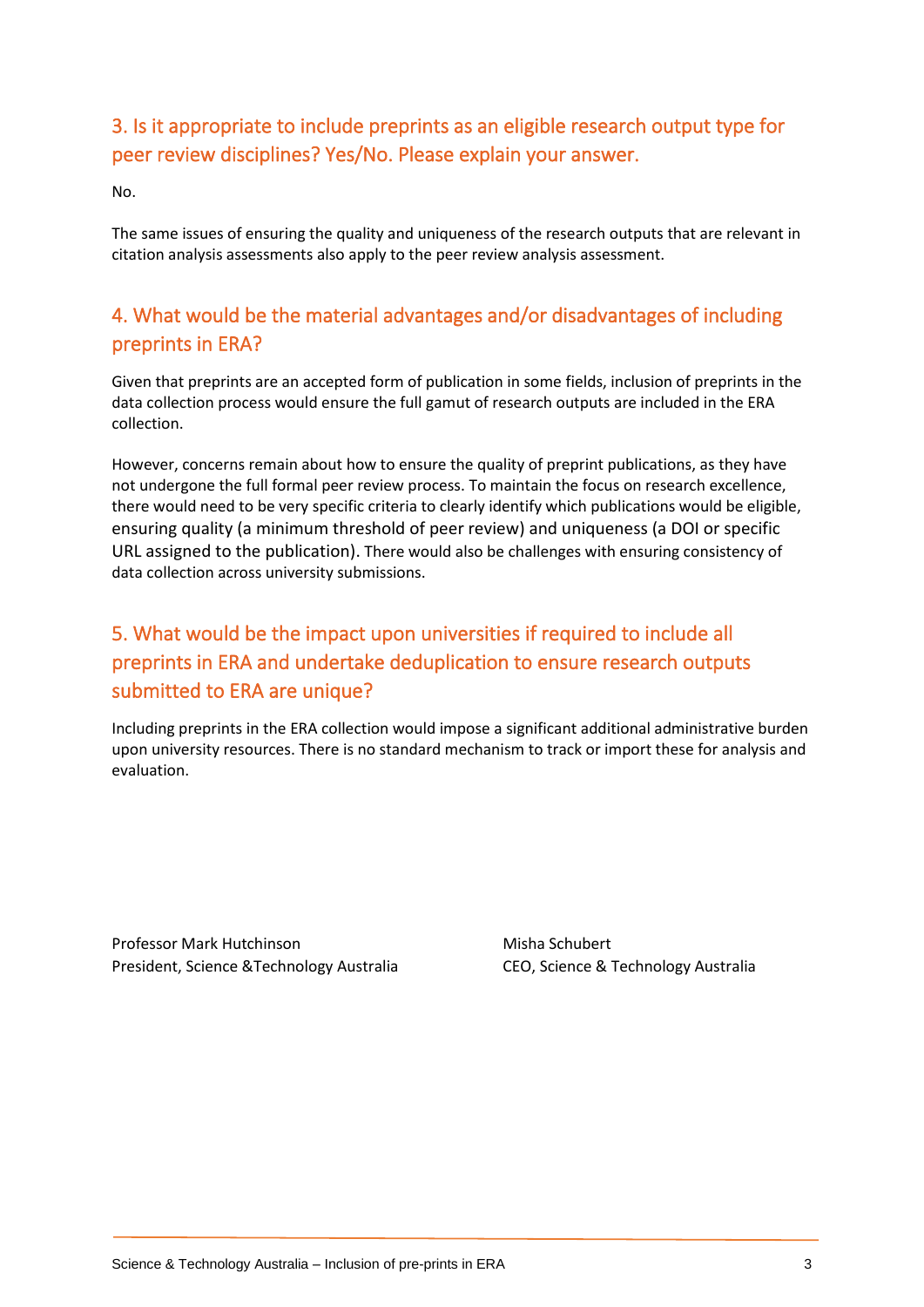## 3. Is it appropriate to include preprints as an eligible research output type for peer review disciplines? Yes/No. Please explain your answer.

No.

The same issues of ensuring the quality and uniqueness of the research outputs that are relevant in citation analysis assessments also apply to the peer review analysis assessment.

## 4. What would be the material advantages and/or disadvantages of including preprints in ERA?

Given that preprints are an accepted form of publication in some fields, inclusion of preprints in the data collection process would ensure the full gamut of research outputs are included in the ERA collection.

However, concerns remain about how to ensure the quality of preprint publications, as they have not undergone the full formal peer review process. To maintain the focus on research excellence, there would need to be very specific criteria to clearly identify which publications would be eligible, ensuring quality (a minimum threshold of peer review) and uniqueness (a DOI or specific URL assigned to the publication). There would also be challenges with ensuring consistency of data collection across university submissions.

## 5. What would be the impact upon universities if required to include all preprints in ERA and undertake deduplication to ensure research outputs submitted to ERA are unique?

Including preprints in the ERA collection would impose a significant additional administrative burden upon university resources. There is no standard mechanism to track or import these for analysis and evaluation.

Professor Mark Hutchinson
President, Science &Technology Australia

Misha Schubert
CEO, Science & Technology Australia